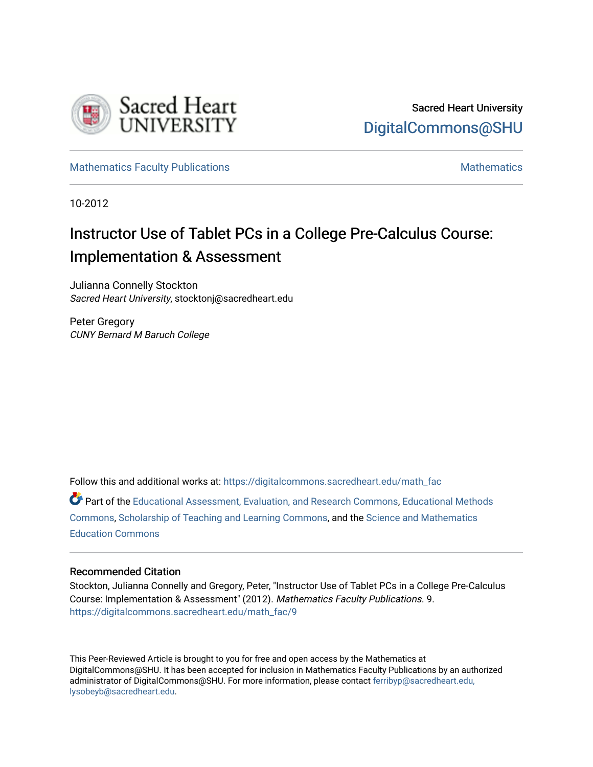Sacred Heart University

DigitalCommons@SHU

Mathematics Faculty Publications

Mathematics

10-2012

# Instructor Use of Tablet PCs in a College Pre-Calculus Course: Implementation & Assessment

Julianna Connelly Stockton
*Sacred Heart University*, stocktonj@sacredheart.edu

Peter Gregory
*CUNY Bernard M Baruch College*

Follow this and additional works at: https://digitalcommons.sacredheart.edu/math_fac

Part of the Educational Assessment, Evaluation, and Research Commons, Educational Methods Commons, Scholarship of Teaching and Learning Commons, and the Science and Mathematics Education Commons

## Recommended Citation

Stockton, Julianna Connelly and Gregory, Peter, "Instructor Use of Tablet PCs in a College Pre-Calculus Course: Implementation & Assessment" (2012). *Mathematics Faculty Publications.* 9.
https://digitalcommons.sacredheart.edu/math_fac/9

This Peer-Reviewed Article is brought to you for free and open access by the Mathematics at DigitalCommons@SHU. It has been accepted for inclusion in Mathematics Faculty Publications by an authorized administrator of DigitalCommons@SHU. For more information, please contact ferribyp@sacredheart.edu, lysobeyb@sacredheart.edu.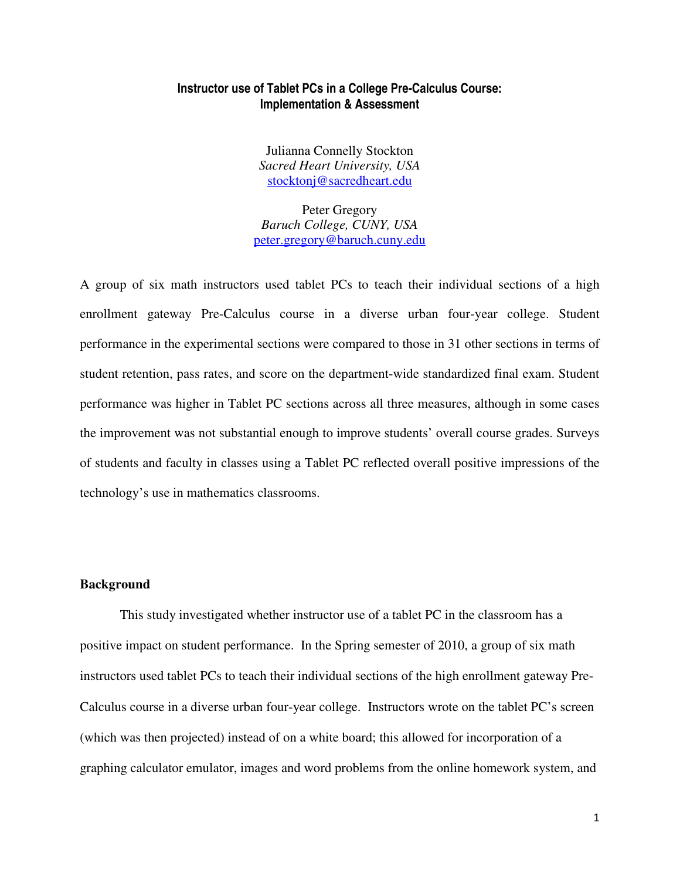# Instructor use of Tablet PCs in a College Pre-Calculus Course: Implementation & Assessment

Julianna Connelly Stockton
*Sacred Heart University, USA*
stocktonj@sacredheart.edu

Peter Gregory
*Baruch College, CUNY, USA*
peter.gregory@baruch.cuny.edu

A group of six math instructors used tablet PCs to teach their individual sections of a high enrollment gateway Pre-Calculus course in a diverse urban four-year college. Student performance in the experimental sections were compared to those in 31 other sections in terms of student retention, pass rates, and score on the department-wide standardized final exam. Student performance was higher in Tablet PC sections across all three measures, although in some cases the improvement was not substantial enough to improve students' overall course grades. Surveys of students and faculty in classes using a Tablet PC reflected overall positive impressions of the technology's use in mathematics classrooms.

## Background

This study investigated whether instructor use of a tablet PC in the classroom has a positive impact on student performance. In the Spring semester of 2010, a group of six math instructors used tablet PCs to teach their individual sections of the high enrollment gateway Pre-Calculus course in a diverse urban four-year college. Instructors wrote on the tablet PC's screen (which was then projected) instead of on a white board; this allowed for incorporation of a graphing calculator emulator, images and word problems from the online homework system, and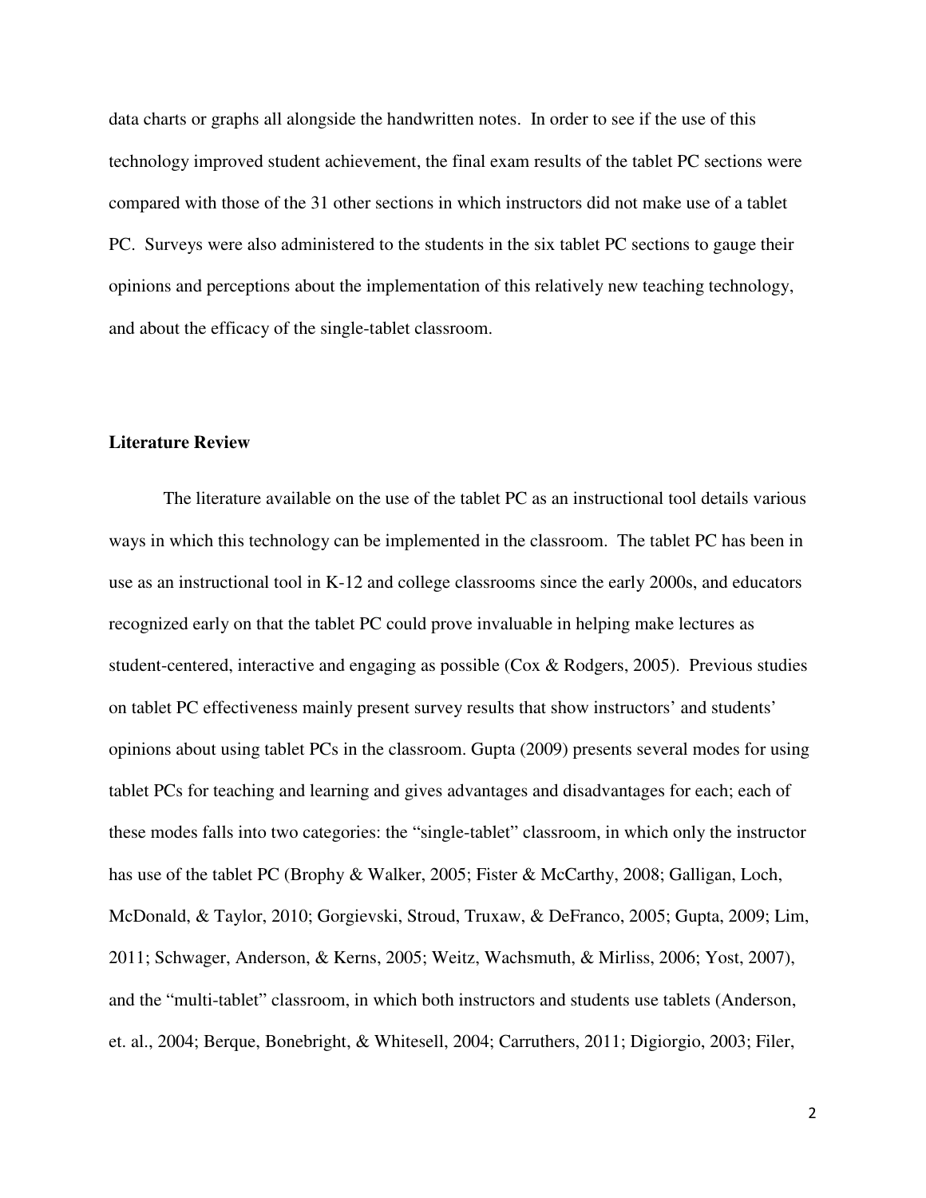data charts or graphs all alongside the handwritten notes. In order to see if the use of this technology improved student achievement, the final exam results of the tablet PC sections were compared with those of the 31 other sections in which instructors did not make use of a tablet PC. Surveys were also administered to the students in the six tablet PC sections to gauge their opinions and perceptions about the implementation of this relatively new teaching technology, and about the efficacy of the single-tablet classroom.

## Literature Review

The literature available on the use of the tablet PC as an instructional tool details various ways in which this technology can be implemented in the classroom. The tablet PC has been in use as an instructional tool in K-12 and college classrooms since the early 2000s, and educators recognized early on that the tablet PC could prove invaluable in helping make lectures as student-centered, interactive and engaging as possible (Cox & Rodgers, 2005). Previous studies on tablet PC effectiveness mainly present survey results that show instructors' and students' opinions about using tablet PCs in the classroom. Gupta (2009) presents several modes for using tablet PCs for teaching and learning and gives advantages and disadvantages for each; each of these modes falls into two categories: the "single-tablet" classroom, in which only the instructor has use of the tablet PC (Brophy & Walker, 2005; Fister & McCarthy, 2008; Galligan, Loch, McDonald, & Taylor, 2010; Gorgievski, Stroud, Truxaw, & DeFranco, 2005; Gupta, 2009; Lim, 2011; Schwager, Anderson, & Kerns, 2005; Weitz, Wachsmuth, & Mirliss, 2006; Yost, 2007), and the "multi-tablet" classroom, in which both instructors and students use tablets (Anderson, et. al., 2004; Berque, Bonebright, & Whitesell, 2004; Carruthers, 2011; Digiorgio, 2003; Filer,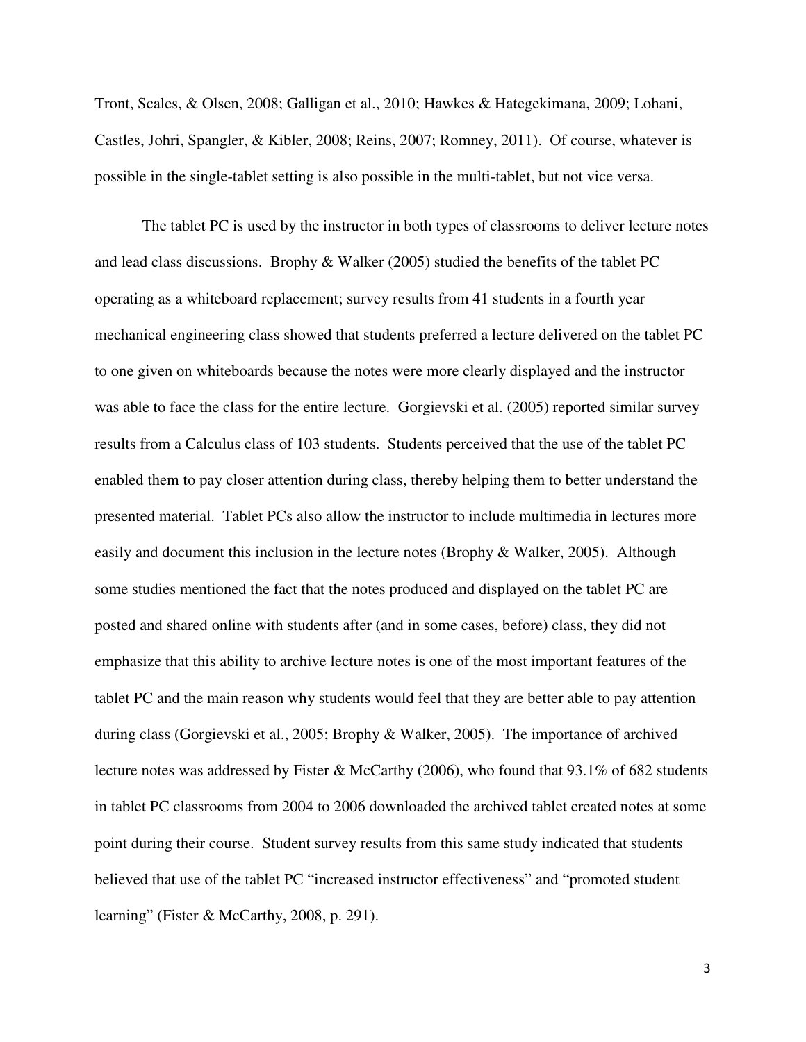Tront, Scales, & Olsen, 2008; Galligan et al., 2010; Hawkes & Hategekimana, 2009; Lohani, Castles, Johri, Spangler, & Kibler, 2008; Reins, 2007; Romney, 2011). Of course, whatever is possible in the single-tablet setting is also possible in the multi-tablet, but not vice versa.

The tablet PC is used by the instructor in both types of classrooms to deliver lecture notes and lead class discussions. Brophy & Walker (2005) studied the benefits of the tablet PC operating as a whiteboard replacement; survey results from 41 students in a fourth year mechanical engineering class showed that students preferred a lecture delivered on the tablet PC to one given on whiteboards because the notes were more clearly displayed and the instructor was able to face the class for the entire lecture. Gorgievski et al. (2005) reported similar survey results from a Calculus class of 103 students. Students perceived that the use of the tablet PC enabled them to pay closer attention during class, thereby helping them to better understand the presented material. Tablet PCs also allow the instructor to include multimedia in lectures more easily and document this inclusion in the lecture notes (Brophy & Walker, 2005). Although some studies mentioned the fact that the notes produced and displayed on the tablet PC are posted and shared online with students after (and in some cases, before) class, they did not emphasize that this ability to archive lecture notes is one of the most important features of the tablet PC and the main reason why students would feel that they are better able to pay attention during class (Gorgievski et al., 2005; Brophy & Walker, 2005). The importance of archived lecture notes was addressed by Fister & McCarthy (2006), who found that 93.1% of 682 students in tablet PC classrooms from 2004 to 2006 downloaded the archived tablet created notes at some point during their course. Student survey results from this same study indicated that students believed that use of the tablet PC "increased instructor effectiveness" and "promoted student learning" (Fister & McCarthy, 2008, p. 291).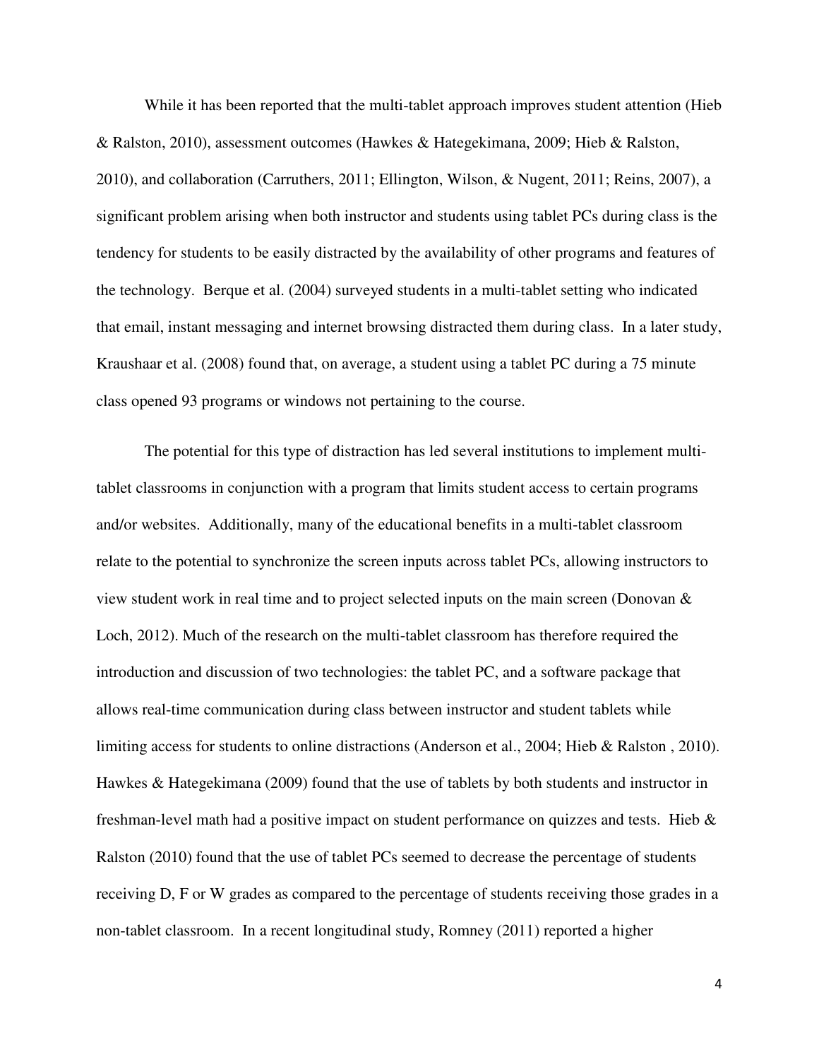While it has been reported that the multi-tablet approach improves student attention (Hieb & Ralston, 2010), assessment outcomes (Hawkes & Hategekimana, 2009; Hieb & Ralston, 2010), and collaboration (Carruthers, 2011; Ellington, Wilson, & Nugent, 2011; Reins, 2007), a significant problem arising when both instructor and students using tablet PCs during class is the tendency for students to be easily distracted by the availability of other programs and features of the technology. Berque et al. (2004) surveyed students in a multi-tablet setting who indicated that email, instant messaging and internet browsing distracted them during class. In a later study, Kraushaar et al. (2008) found that, on average, a student using a tablet PC during a 75 minute class opened 93 programs or windows not pertaining to the course.

The potential for this type of distraction has led several institutions to implement multi-tablet classrooms in conjunction with a program that limits student access to certain programs and/or websites. Additionally, many of the educational benefits in a multi-tablet classroom relate to the potential to synchronize the screen inputs across tablet PCs, allowing instructors to view student work in real time and to project selected inputs on the main screen (Donovan & Loch, 2012). Much of the research on the multi-tablet classroom has therefore required the introduction and discussion of two technologies: the tablet PC, and a software package that allows real-time communication during class between instructor and student tablets while limiting access for students to online distractions (Anderson et al., 2004; Hieb & Ralston , 2010). Hawkes & Hategekimana (2009) found that the use of tablets by both students and instructor in freshman-level math had a positive impact on student performance on quizzes and tests. Hieb & Ralston (2010) found that the use of tablet PCs seemed to decrease the percentage of students receiving D, F or W grades as compared to the percentage of students receiving those grades in a non-tablet classroom. In a recent longitudinal study, Romney (2011) reported a higher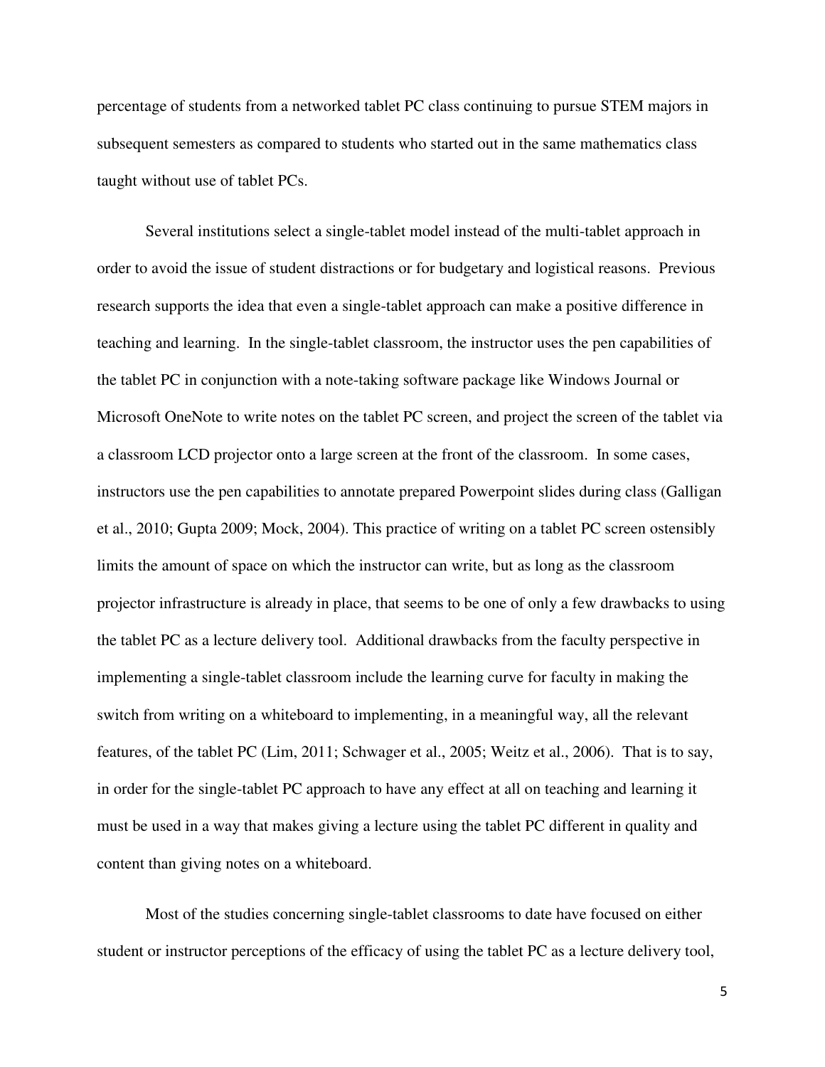percentage of students from a networked tablet PC class continuing to pursue STEM majors in subsequent semesters as compared to students who started out in the same mathematics class taught without use of tablet PCs.

Several institutions select a single-tablet model instead of the multi-tablet approach in order to avoid the issue of student distractions or for budgetary and logistical reasons. Previous research supports the idea that even a single-tablet approach can make a positive difference in teaching and learning. In the single-tablet classroom, the instructor uses the pen capabilities of the tablet PC in conjunction with a note-taking software package like Windows Journal or Microsoft OneNote to write notes on the tablet PC screen, and project the screen of the tablet via a classroom LCD projector onto a large screen at the front of the classroom. In some cases, instructors use the pen capabilities to annotate prepared Powerpoint slides during class (Galligan et al., 2010; Gupta 2009; Mock, 2004). This practice of writing on a tablet PC screen ostensibly limits the amount of space on which the instructor can write, but as long as the classroom projector infrastructure is already in place, that seems to be one of only a few drawbacks to using the tablet PC as a lecture delivery tool. Additional drawbacks from the faculty perspective in implementing a single-tablet classroom include the learning curve for faculty in making the switch from writing on a whiteboard to implementing, in a meaningful way, all the relevant features, of the tablet PC (Lim, 2011; Schwager et al., 2005; Weitz et al., 2006). That is to say, in order for the single-tablet PC approach to have any effect at all on teaching and learning it must be used in a way that makes giving a lecture using the tablet PC different in quality and content than giving notes on a whiteboard.

Most of the studies concerning single-tablet classrooms to date have focused on either student or instructor perceptions of the efficacy of using the tablet PC as a lecture delivery tool,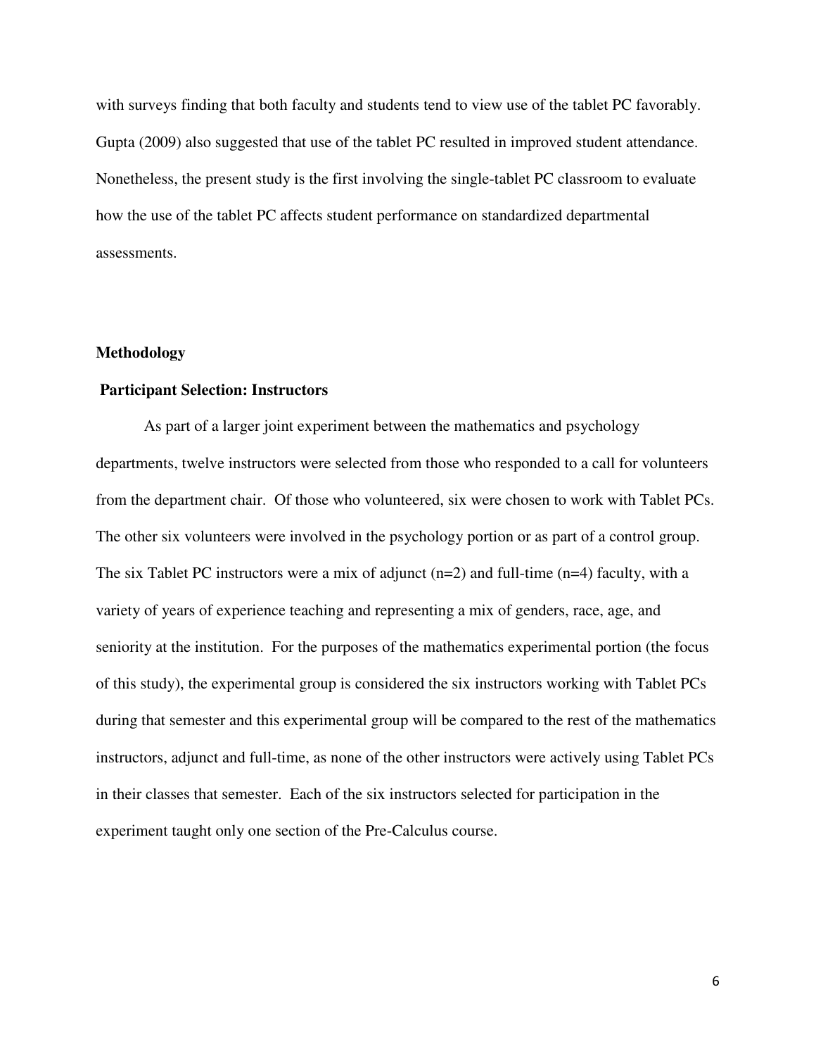with surveys finding that both faculty and students tend to view use of the tablet PC favorably. Gupta (2009) also suggested that use of the tablet PC resulted in improved student attendance. Nonetheless, the present study is the first involving the single-tablet PC classroom to evaluate how the use of the tablet PC affects student performance on standardized departmental assessments.

## Methodology

### Participant Selection: Instructors

As part of a larger joint experiment between the mathematics and psychology departments, twelve instructors were selected from those who responded to a call for volunteers from the department chair. Of those who volunteered, six were chosen to work with Tablet PCs. The other six volunteers were involved in the psychology portion or as part of a control group. The six Tablet PC instructors were a mix of adjunct (n=2) and full-time (n=4) faculty, with a variety of years of experience teaching and representing a mix of genders, race, age, and seniority at the institution. For the purposes of the mathematics experimental portion (the focus of this study), the experimental group is considered the six instructors working with Tablet PCs during that semester and this experimental group will be compared to the rest of the mathematics instructors, adjunct and full-time, as none of the other instructors were actively using Tablet PCs in their classes that semester. Each of the six instructors selected for participation in the experiment taught only one section of the Pre-Calculus course.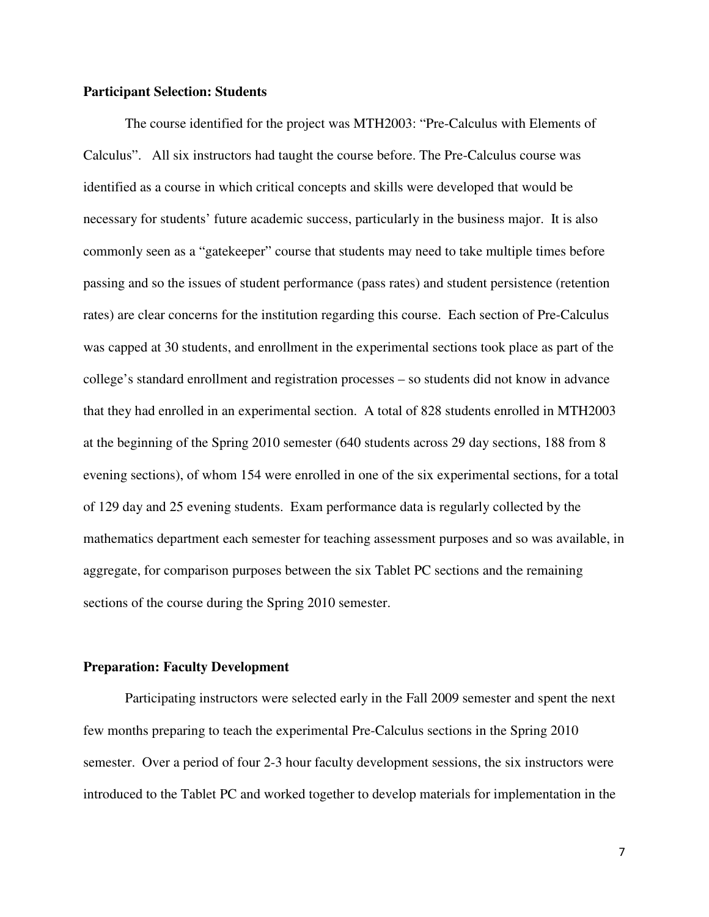**Participant Selection: Students**

The course identified for the project was MTH2003: "Pre-Calculus with Elements of Calculus". All six instructors had taught the course before. The Pre-Calculus course was identified as a course in which critical concepts and skills were developed that would be necessary for students' future academic success, particularly in the business major. It is also commonly seen as a "gatekeeper" course that students may need to take multiple times before passing and so the issues of student performance (pass rates) and student persistence (retention rates) are clear concerns for the institution regarding this course. Each section of Pre-Calculus was capped at 30 students, and enrollment in the experimental sections took place as part of the college's standard enrollment and registration processes – so students did not know in advance that they had enrolled in an experimental section. A total of 828 students enrolled in MTH2003 at the beginning of the Spring 2010 semester (640 students across 29 day sections, 188 from 8 evening sections), of whom 154 were enrolled in one of the six experimental sections, for a total of 129 day and 25 evening students. Exam performance data is regularly collected by the mathematics department each semester for teaching assessment purposes and so was available, in aggregate, for comparison purposes between the six Tablet PC sections and the remaining sections of the course during the Spring 2010 semester.

**Preparation: Faculty Development**

Participating instructors were selected early in the Fall 2009 semester and spent the next few months preparing to teach the experimental Pre-Calculus sections in the Spring 2010 semester. Over a period of four 2-3 hour faculty development sessions, the six instructors were introduced to the Tablet PC and worked together to develop materials for implementation in the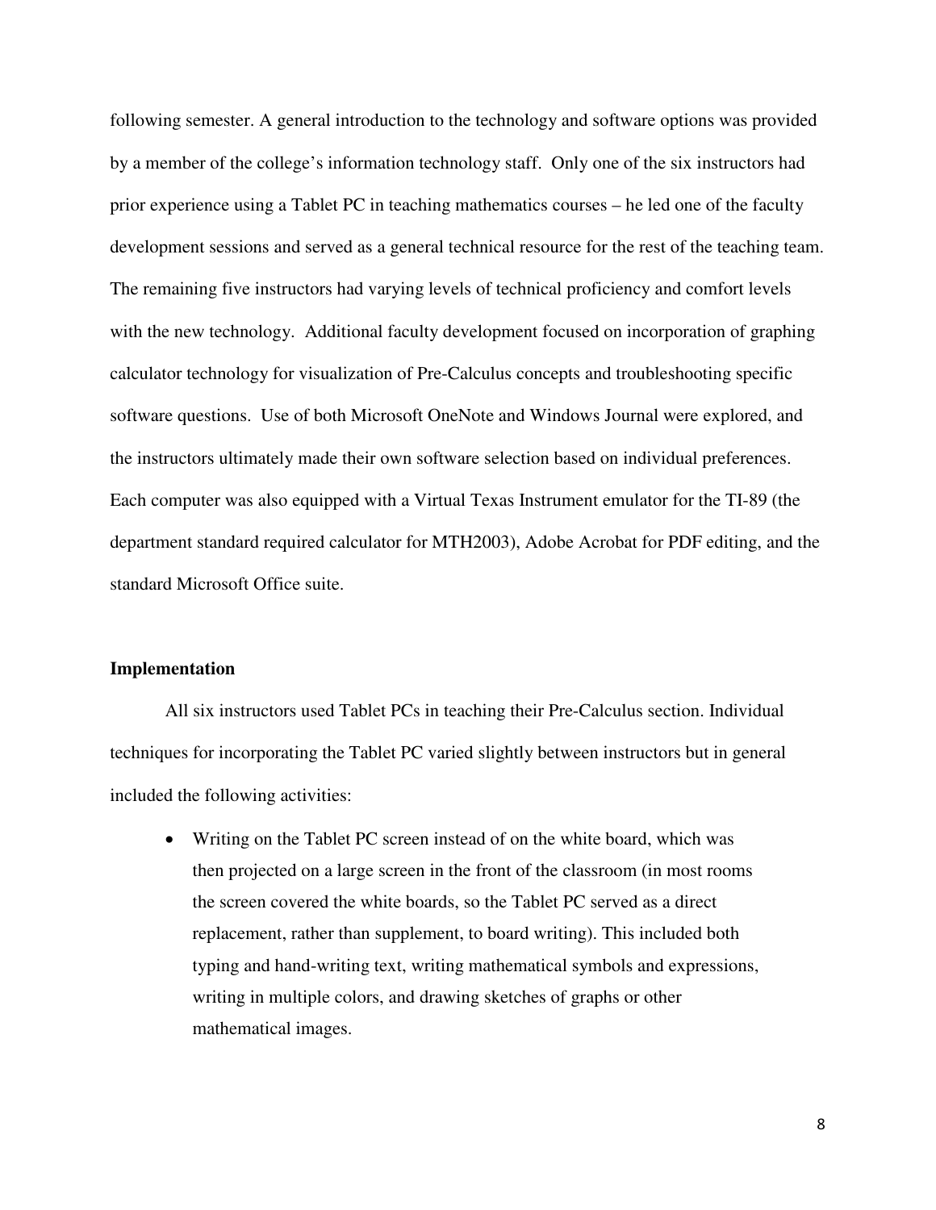following semester. A general introduction to the technology and software options was provided by a member of the college's information technology staff. Only one of the six instructors had prior experience using a Tablet PC in teaching mathematics courses – he led one of the faculty development sessions and served as a general technical resource for the rest of the teaching team. The remaining five instructors had varying levels of technical proficiency and comfort levels with the new technology. Additional faculty development focused on incorporation of graphing calculator technology for visualization of Pre-Calculus concepts and troubleshooting specific software questions. Use of both Microsoft OneNote and Windows Journal were explored, and the instructors ultimately made their own software selection based on individual preferences. Each computer was also equipped with a Virtual Texas Instrument emulator for the TI-89 (the department standard required calculator for MTH2003), Adobe Acrobat for PDF editing, and the standard Microsoft Office suite.

**Implementation**

All six instructors used Tablet PCs in teaching their Pre-Calculus section. Individual techniques for incorporating the Tablet PC varied slightly between instructors but in general included the following activities:

- Writing on the Tablet PC screen instead of on the white board, which was then projected on a large screen in the front of the classroom (in most rooms the screen covered the white boards, so the Tablet PC served as a direct replacement, rather than supplement, to board writing). This included both typing and hand-writing text, writing mathematical symbols and expressions, writing in multiple colors, and drawing sketches of graphs or other mathematical images.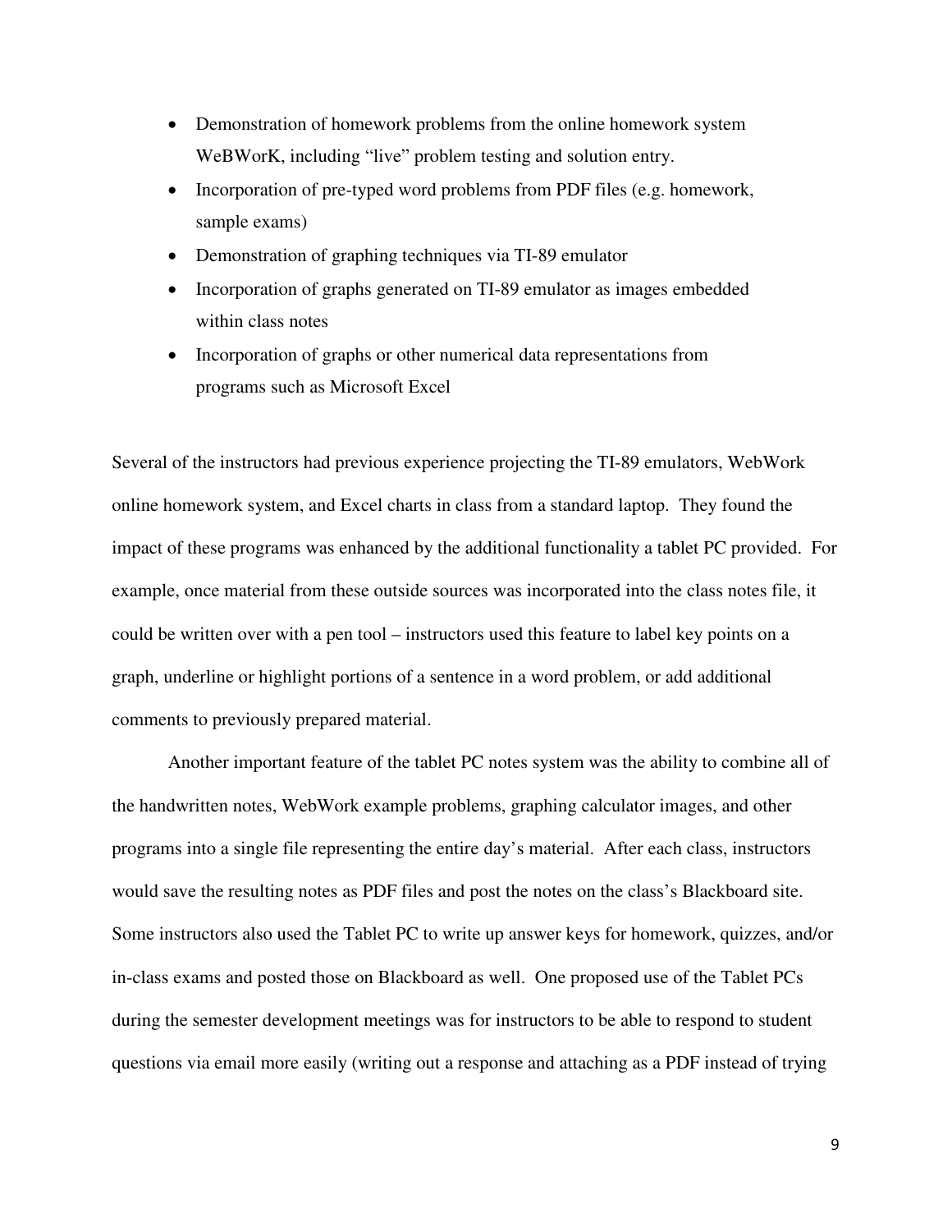- Demonstration of homework problems from the online homework system WeBWorK, including "live" problem testing and solution entry.
- Incorporation of pre-typed word problems from PDF files (e.g. homework, sample exams)
- Demonstration of graphing techniques via TI-89 emulator
- Incorporation of graphs generated on TI-89 emulator as images embedded within class notes
- Incorporation of graphs or other numerical data representations from programs such as Microsoft Excel

Several of the instructors had previous experience projecting the TI-89 emulators, WebWork online homework system, and Excel charts in class from a standard laptop. They found the impact of these programs was enhanced by the additional functionality a tablet PC provided. For example, once material from these outside sources was incorporated into the class notes file, it could be written over with a pen tool – instructors used this feature to label key points on a graph, underline or highlight portions of a sentence in a word problem, or add additional comments to previously prepared material.

Another important feature of the tablet PC notes system was the ability to combine all of the handwritten notes, WebWork example problems, graphing calculator images, and other programs into a single file representing the entire day's material. After each class, instructors would save the resulting notes as PDF files and post the notes on the class's Blackboard site. Some instructors also used the Tablet PC to write up answer keys for homework, quizzes, and/or in-class exams and posted those on Blackboard as well. One proposed use of the Tablet PCs during the semester development meetings was for instructors to be able to respond to student questions via email more easily (writing out a response and attaching as a PDF instead of trying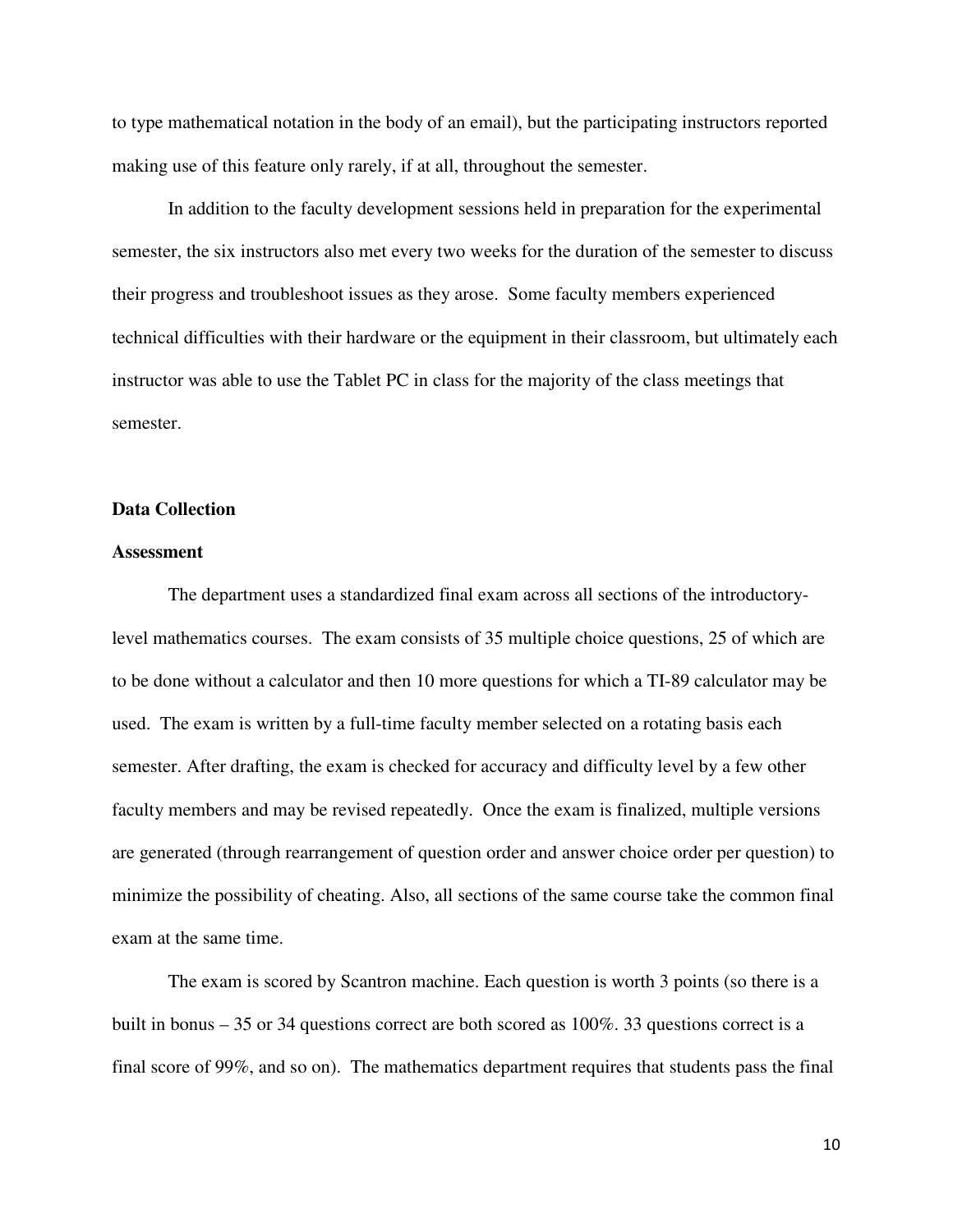to type mathematical notation in the body of an email), but the participating instructors reported making use of this feature only rarely, if at all, throughout the semester.

In addition to the faculty development sessions held in preparation for the experimental semester, the six instructors also met every two weeks for the duration of the semester to discuss their progress and troubleshoot issues as they arose. Some faculty members experienced technical difficulties with their hardware or the equipment in their classroom, but ultimately each instructor was able to use the Tablet PC in class for the majority of the class meetings that semester.

## Data Collection

### Assessment

The department uses a standardized final exam across all sections of the introductory-level mathematics courses. The exam consists of 35 multiple choice questions, 25 of which are to be done without a calculator and then 10 more questions for which a TI-89 calculator may be used. The exam is written by a full-time faculty member selected on a rotating basis each semester. After drafting, the exam is checked for accuracy and difficulty level by a few other faculty members and may be revised repeatedly. Once the exam is finalized, multiple versions are generated (through rearrangement of question order and answer choice order per question) to minimize the possibility of cheating. Also, all sections of the same course take the common final exam at the same time.

The exam is scored by Scantron machine. Each question is worth 3 points (so there is a built in bonus – 35 or 34 questions correct are both scored as 100%. 33 questions correct is a final score of 99%, and so on). The mathematics department requires that students pass the final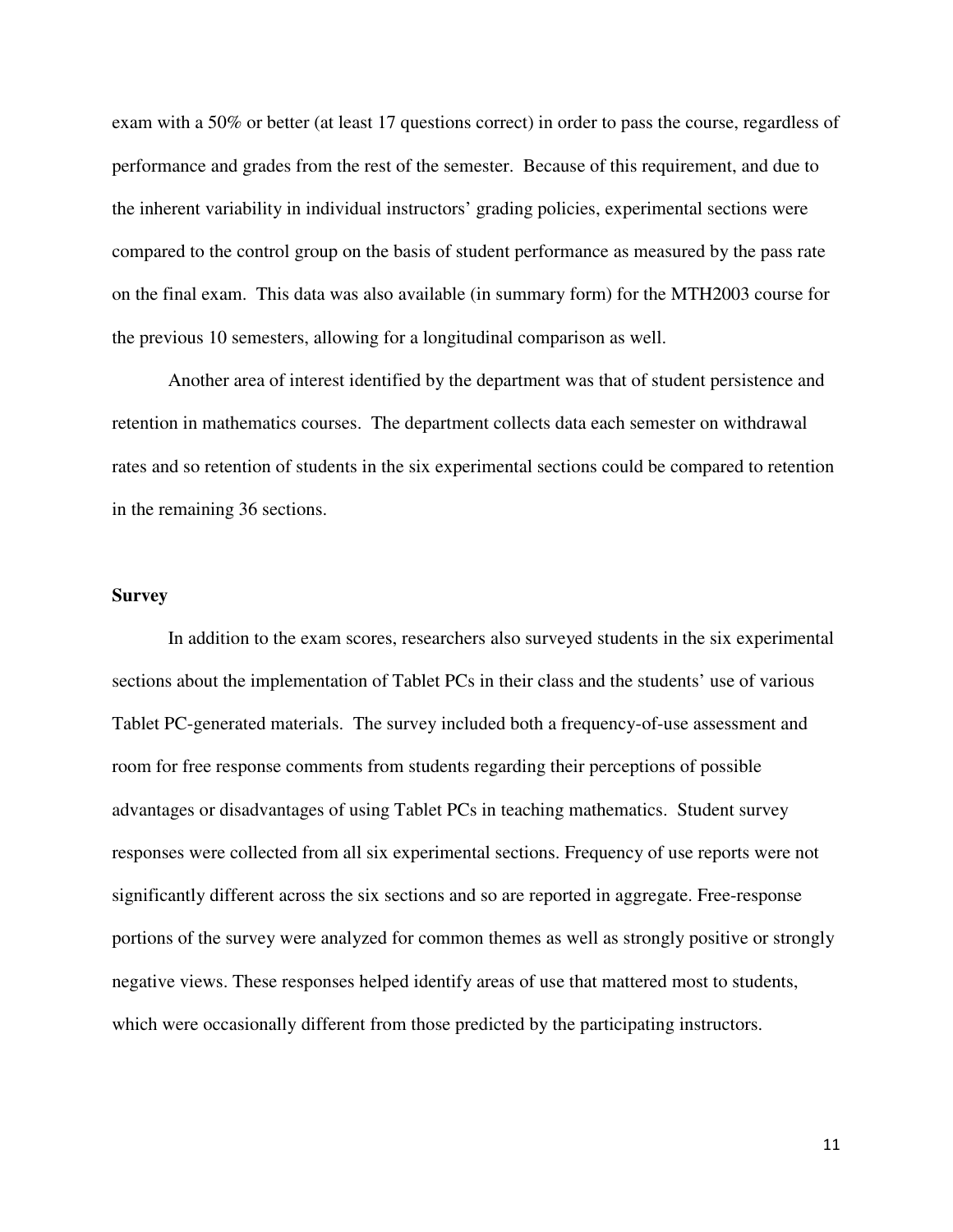exam with a 50% or better (at least 17 questions correct) in order to pass the course, regardless of performance and grades from the rest of the semester. Because of this requirement, and due to the inherent variability in individual instructors' grading policies, experimental sections were compared to the control group on the basis of student performance as measured by the pass rate on the final exam. This data was also available (in summary form) for the MTH2003 course for the previous 10 semesters, allowing for a longitudinal comparison as well.

Another area of interest identified by the department was that of student persistence and retention in mathematics courses. The department collects data each semester on withdrawal rates and so retention of students in the six experimental sections could be compared to retention in the remaining 36 sections.

**Survey**

In addition to the exam scores, researchers also surveyed students in the six experimental sections about the implementation of Tablet PCs in their class and the students' use of various Tablet PC-generated materials. The survey included both a frequency-of-use assessment and room for free response comments from students regarding their perceptions of possible advantages or disadvantages of using Tablet PCs in teaching mathematics. Student survey responses were collected from all six experimental sections. Frequency of use reports were not significantly different across the six sections and so are reported in aggregate. Free-response portions of the survey were analyzed for common themes as well as strongly positive or strongly negative views. These responses helped identify areas of use that mattered most to students, which were occasionally different from those predicted by the participating instructors.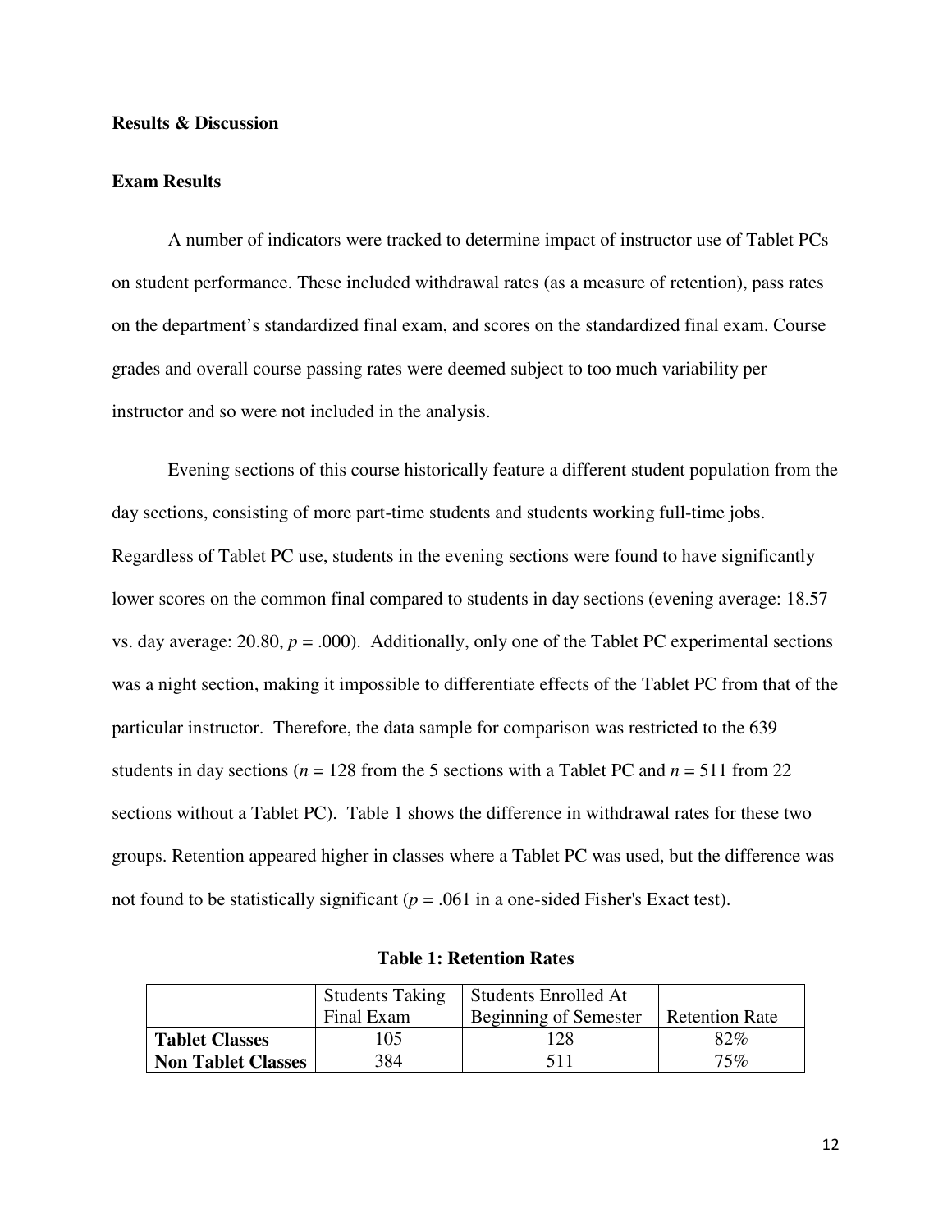**Results & Discussion**

**Exam Results**

A number of indicators were tracked to determine impact of instructor use of Tablet PCs on student performance. These included withdrawal rates (as a measure of retention), pass rates on the department's standardized final exam, and scores on the standardized final exam. Course grades and overall course passing rates were deemed subject to too much variability per instructor and so were not included in the analysis.

Evening sections of this course historically feature a different student population from the day sections, consisting of more part-time students and students working full-time jobs. Regardless of Tablet PC use, students in the evening sections were found to have significantly lower scores on the common final compared to students in day sections (evening average: 18.57 vs. day average: 20.80, $p = .000$). Additionally, only one of the Tablet PC experimental sections was a night section, making it impossible to differentiate effects of the Tablet PC from that of the particular instructor. Therefore, the data sample for comparison was restricted to the 639 students in day sections ($n = 128$ from the 5 sections with a Tablet PC and $n = 511$ from 22 sections without a Tablet PC). Table 1 shows the difference in withdrawal rates for these two groups. Retention appeared higher in classes where a Tablet PC was used, but the difference was not found to be statistically significant ($p = .061$ in a one-sided Fisher's Exact test).

**Table 1: Retention Rates**

| | Students Taking Final Exam | Students Enrolled At Beginning of Semester | Retention Rate |
|---|---|---|---|
| **Tablet Classes** | 105 | 128 | 82% |
| **Non Tablet Classes** | 384 | 511 | 75% |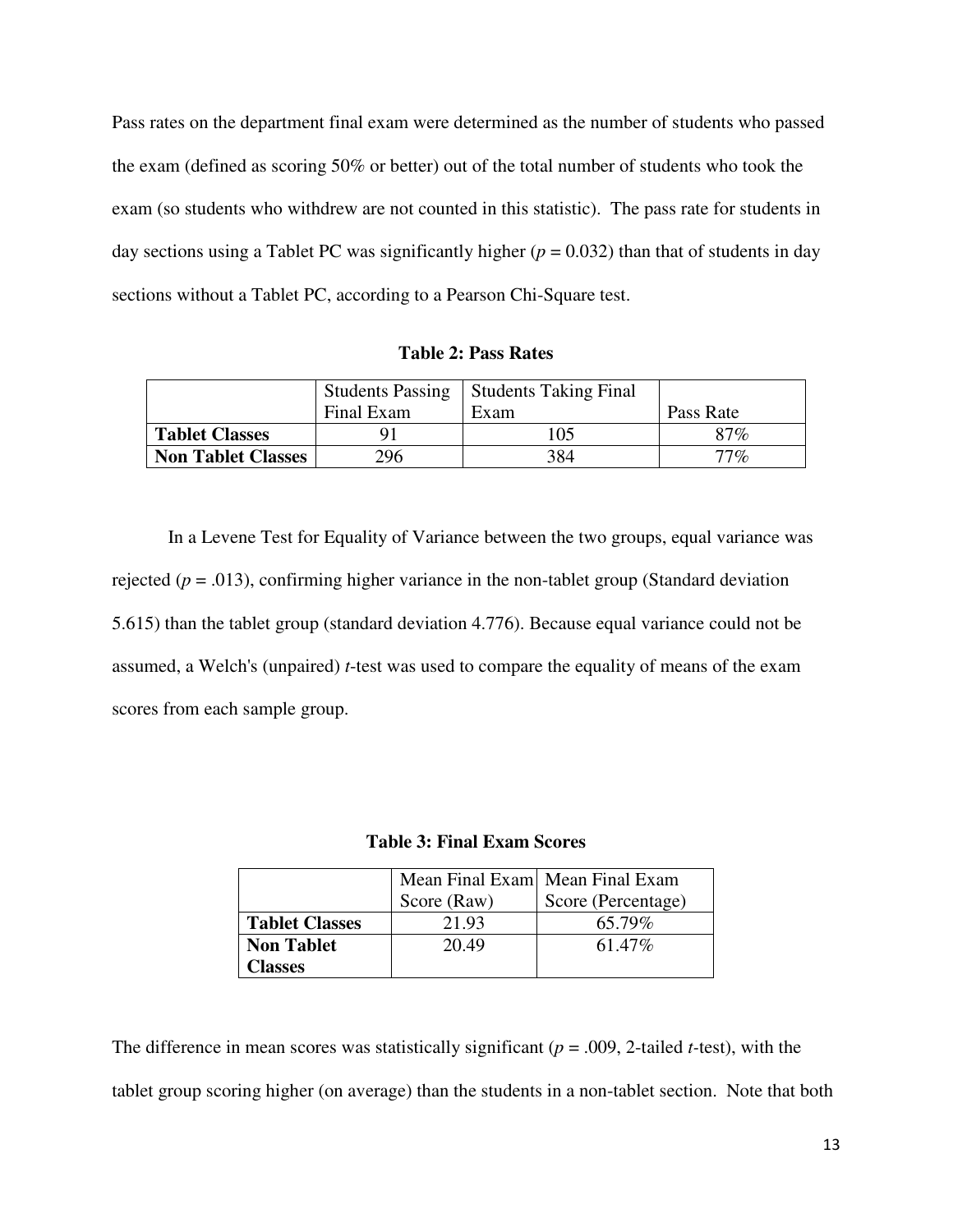Pass rates on the department final exam were determined as the number of students who passed the exam (defined as scoring 50% or better) out of the total number of students who took the exam (so students who withdrew are not counted in this statistic). The pass rate for students in day sections using a Tablet PC was significantly higher ($p = 0.032$) than that of students in day sections without a Tablet PC, according to a Pearson Chi-Square test.

**Table 2: Pass Rates**

| | Students Passing Final Exam | Students Taking Final Exam | Pass Rate |
|---|---|---|---|
| **Tablet Classes** | 91 | 105 | 87% |
| **Non Tablet Classes** | 296 | 384 | 77% |

In a Levene Test for Equality of Variance between the two groups, equal variance was rejected ($p = .013$), confirming higher variance in the non-tablet group (Standard deviation 5.615) than the tablet group (standard deviation 4.776). Because equal variance could not be assumed, a Welch's (unpaired) *t*-test was used to compare the equality of means of the exam scores from each sample group.

**Table 3: Final Exam Scores**

| | Mean Final Exam Score (Raw) | Mean Final Exam Score (Percentage) |
|---|---|---|
| **Tablet Classes** | 21.93 | 65.79% |
| **Non Tablet Classes** | 20.49 | 61.47% |

The difference in mean scores was statistically significant ($p = .009$, 2-tailed *t*-test), with the tablet group scoring higher (on average) than the students in a non-tablet section. Note that both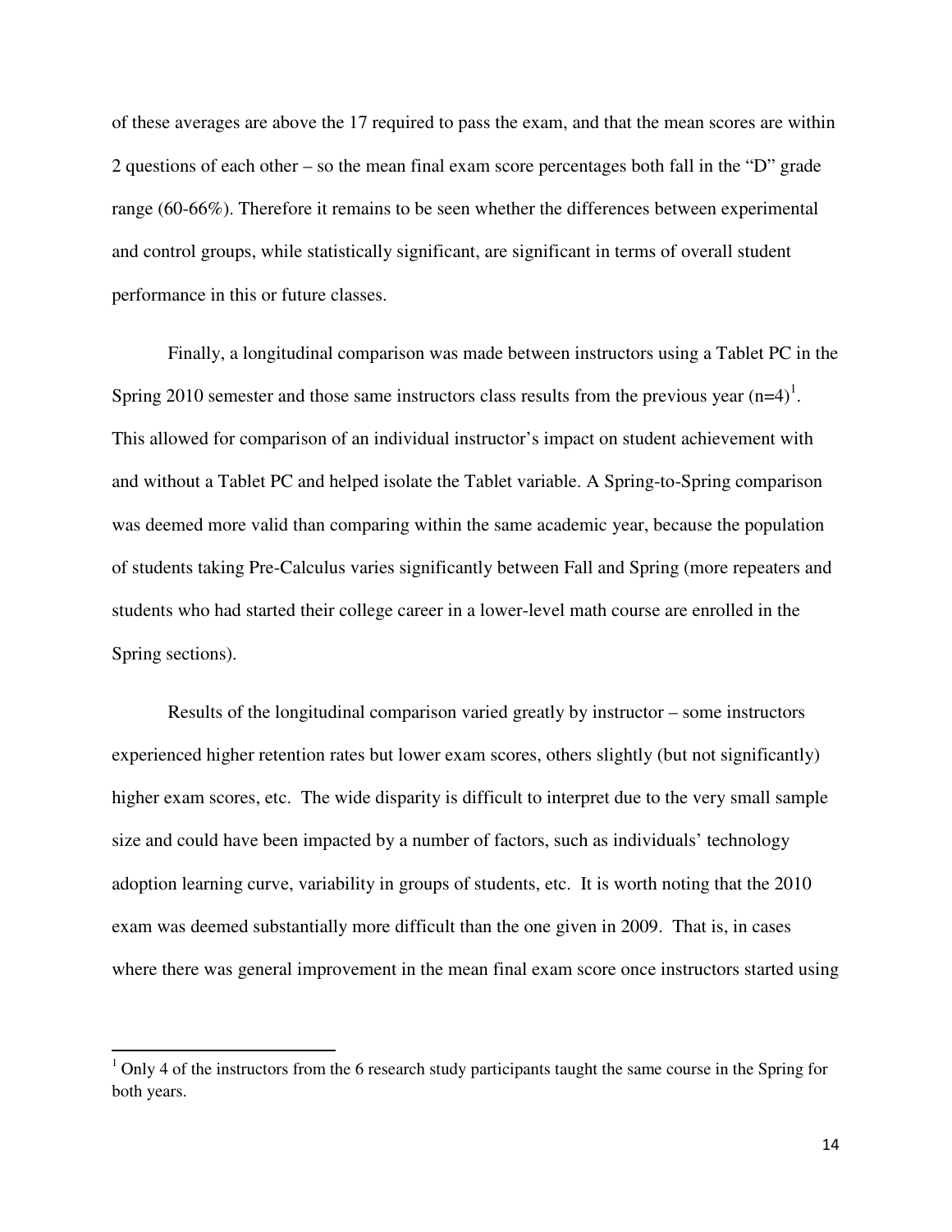of these averages are above the 17 required to pass the exam, and that the mean scores are within 2 questions of each other – so the mean final exam score percentages both fall in the "D" grade range (60-66%). Therefore it remains to be seen whether the differences between experimental and control groups, while statistically significant, are significant in terms of overall student performance in this or future classes.

Finally, a longitudinal comparison was made between instructors using a Tablet PC in the Spring 2010 semester and those same instructors class results from the previous year (n=4)[1]. This allowed for comparison of an individual instructor's impact on student achievement with and without a Tablet PC and helped isolate the Tablet variable. A Spring-to-Spring comparison was deemed more valid than comparing within the same academic year, because the population of students taking Pre-Calculus varies significantly between Fall and Spring (more repeaters and students who had started their college career in a lower-level math course are enrolled in the Spring sections).

Results of the longitudinal comparison varied greatly by instructor – some instructors experienced higher retention rates but lower exam scores, others slightly (but not significantly) higher exam scores, etc. The wide disparity is difficult to interpret due to the very small sample size and could have been impacted by a number of factors, such as individuals' technology adoption learning curve, variability in groups of students, etc. It is worth noting that the 2010 exam was deemed substantially more difficult than the one given in 2009. That is, in cases where there was general improvement in the mean final exam score once instructors started using

[1] Only 4 of the instructors from the 6 research study participants taught the same course in the Spring for both years.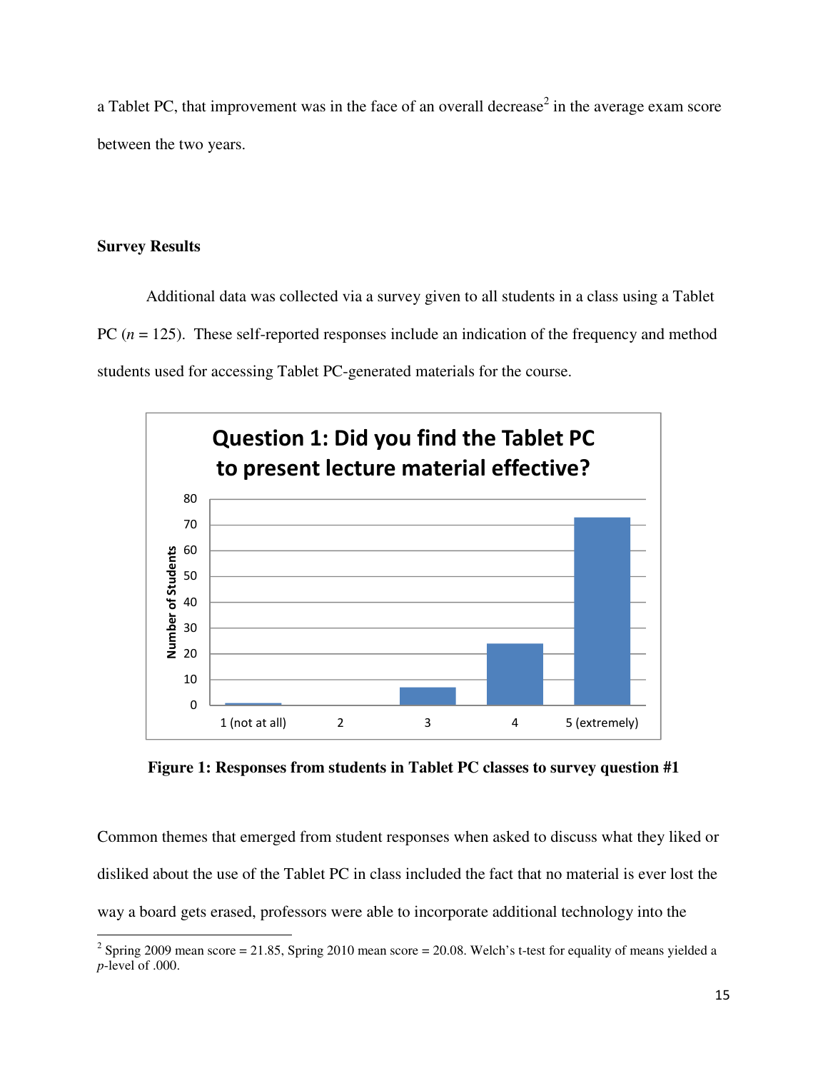a Tablet PC, that improvement was in the face of an overall decrease[2] in the average exam score between the two years.

### Survey Results

Additional data was collected via a survey given to all students in a class using a Tablet PC ($n$ = 125). These self-reported responses include an indication of the frequency and method students used for accessing Tablet PC-generated materials for the course.

**Figure 1: Responses from students in Tablet PC classes to survey question #1**

Common themes that emerged from student responses when asked to discuss what they liked or disliked about the use of the Tablet PC in class included the fact that no material is ever lost the way a board gets erased, professors were able to incorporate additional technology into the

---

[2] Spring 2009 mean score = 21.85, Spring 2010 mean score = 20.08. Welch's t-test for equality of means yielded a $p$-level of .000.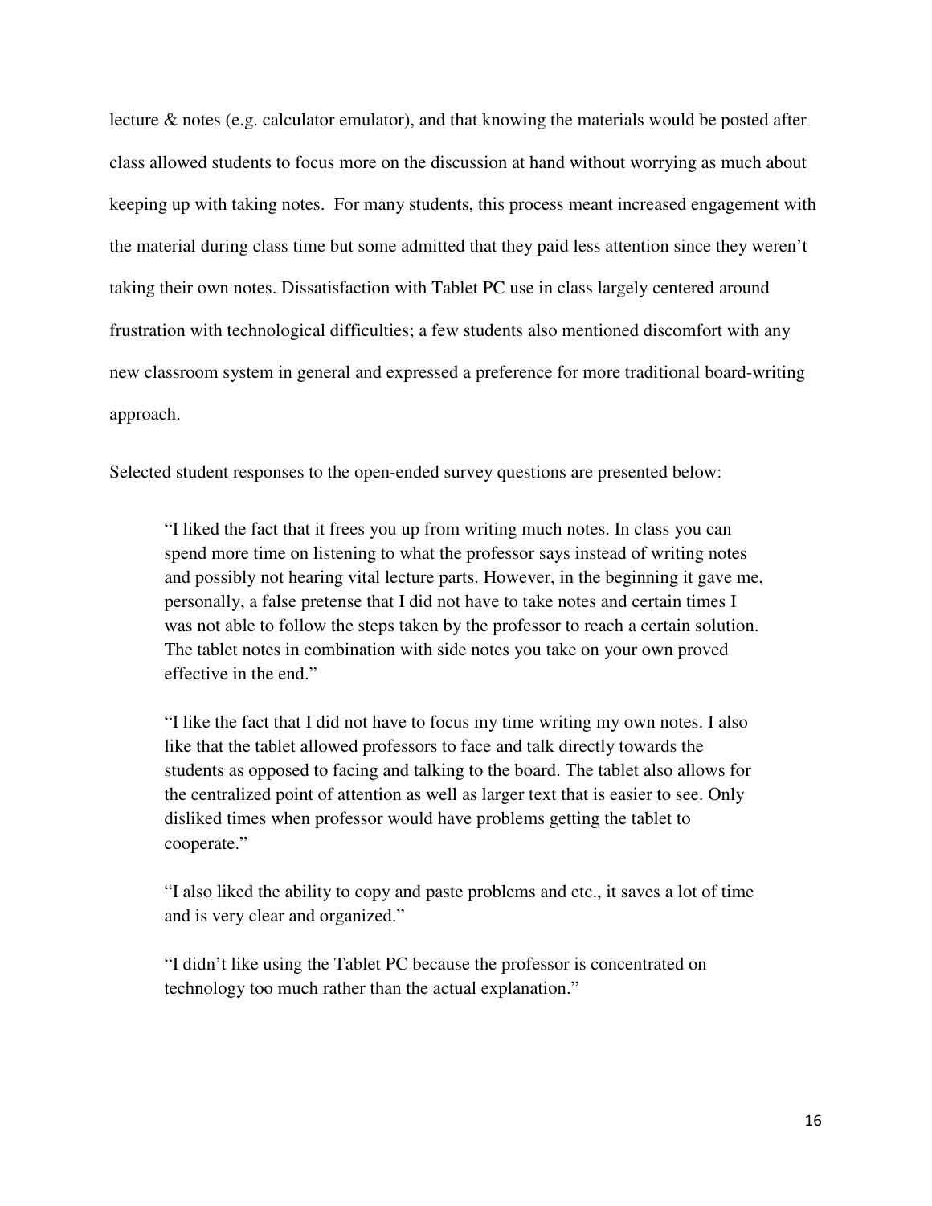lecture & notes (e.g. calculator emulator), and that knowing the materials would be posted after class allowed students to focus more on the discussion at hand without worrying as much about keeping up with taking notes. For many students, this process meant increased engagement with the material during class time but some admitted that they paid less attention since they weren't taking their own notes. Dissatisfaction with Tablet PC use in class largely centered around frustration with technological difficulties; a few students also mentioned discomfort with any new classroom system in general and expressed a preference for more traditional board-writing approach.

Selected student responses to the open-ended survey questions are presented below:

> "I liked the fact that it frees you up from writing much notes. In class you can spend more time on listening to what the professor says instead of writing notes and possibly not hearing vital lecture parts. However, in the beginning it gave me, personally, a false pretense that I did not have to take notes and certain times I was not able to follow the steps taken by the professor to reach a certain solution. The tablet notes in combination with side notes you take on your own proved effective in the end."

> "I like the fact that I did not have to focus my time writing my own notes. I also like that the tablet allowed professors to face and talk directly towards the students as opposed to facing and talking to the board. The tablet also allows for the centralized point of attention as well as larger text that is easier to see. Only disliked times when professor would have problems getting the tablet to cooperate."

> "I also liked the ability to copy and paste problems and etc., it saves a lot of time and is very clear and organized."

> "I didn't like using the Tablet PC because the professor is concentrated on technology too much rather than the actual explanation."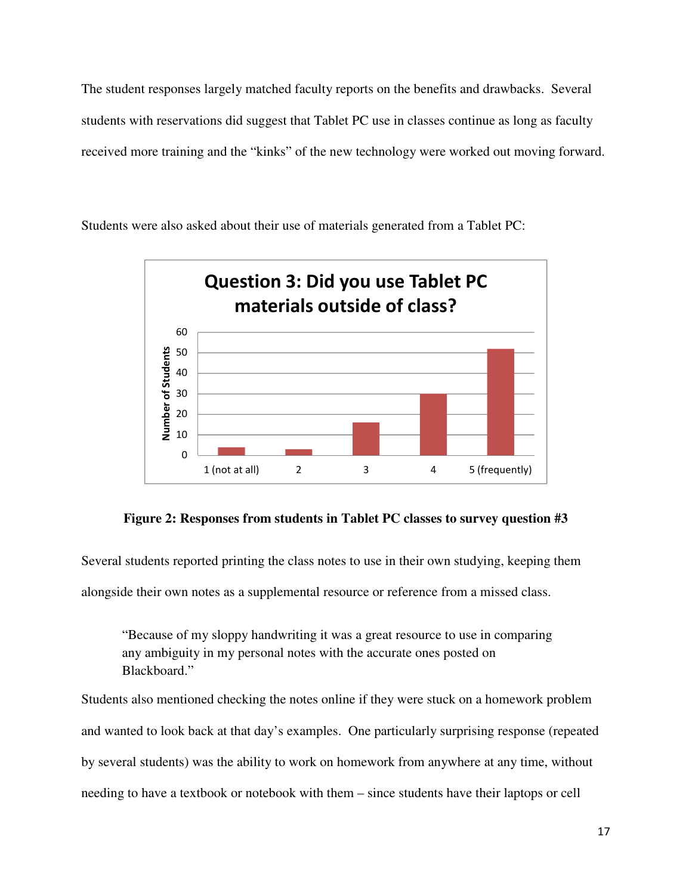The student responses largely matched faculty reports on the benefits and drawbacks. Several students with reservations did suggest that Tablet PC use in classes continue as long as faculty received more training and the "kinks" of the new technology were worked out moving forward.

Students were also asked about their use of materials generated from a Tablet PC:

**Figure 2: Responses from students in Tablet PC classes to survey question #3**

Several students reported printing the class notes to use in their own studying, keeping them alongside their own notes as a supplemental resource or reference from a missed class.

> "Because of my sloppy handwriting it was a great resource to use in comparing any ambiguity in my personal notes with the accurate ones posted on Blackboard."

Students also mentioned checking the notes online if they were stuck on a homework problem and wanted to look back at that day's examples. One particularly surprising response (repeated by several students) was the ability to work on homework from anywhere at any time, without needing to have a textbook or notebook with them – since students have their laptops or cell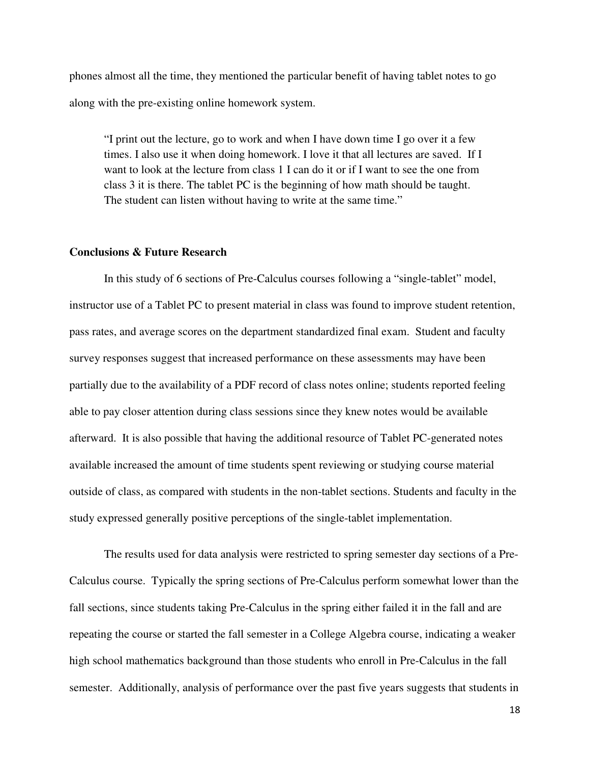phones almost all the time, they mentioned the particular benefit of having tablet notes to go along with the pre-existing online homework system.

> "I print out the lecture, go to work and when I have down time I go over it a few times. I also use it when doing homework. I love it that all lectures are saved. If I want to look at the lecture from class 1 I can do it or if I want to see the one from class 3 it is there. The tablet PC is the beginning of how math should be taught. The student can listen without having to write at the same time."

**Conclusions & Future Research**

In this study of 6 sections of Pre-Calculus courses following a "single-tablet" model, instructor use of a Tablet PC to present material in class was found to improve student retention, pass rates, and average scores on the department standardized final exam. Student and faculty survey responses suggest that increased performance on these assessments may have been partially due to the availability of a PDF record of class notes online; students reported feeling able to pay closer attention during class sessions since they knew notes would be available afterward. It is also possible that having the additional resource of Tablet PC-generated notes available increased the amount of time students spent reviewing or studying course material outside of class, as compared with students in the non-tablet sections. Students and faculty in the study expressed generally positive perceptions of the single-tablet implementation.

The results used for data analysis were restricted to spring semester day sections of a Pre-Calculus course. Typically the spring sections of Pre-Calculus perform somewhat lower than the fall sections, since students taking Pre-Calculus in the spring either failed it in the fall and are repeating the course or started the fall semester in a College Algebra course, indicating a weaker high school mathematics background than those students who enroll in Pre-Calculus in the fall semester. Additionally, analysis of performance over the past five years suggests that students in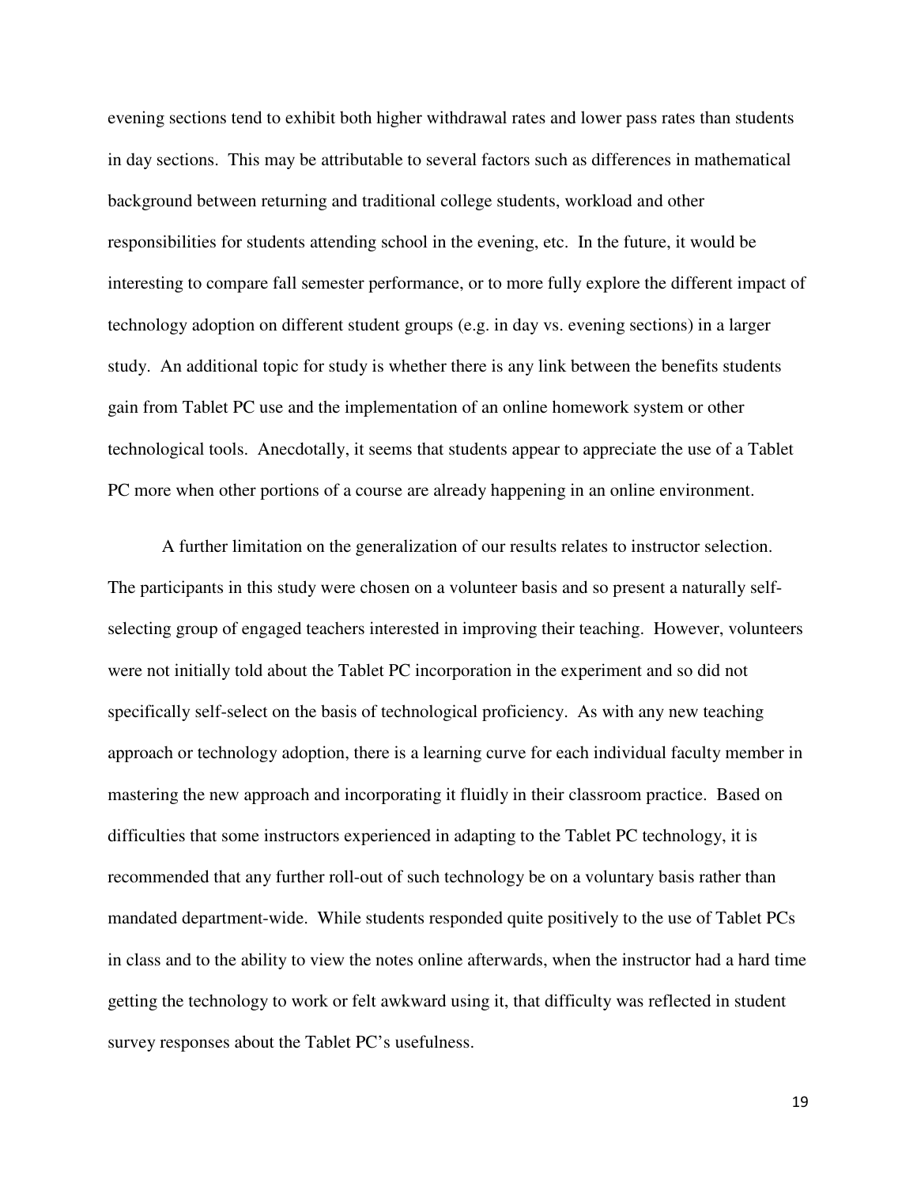evening sections tend to exhibit both higher withdrawal rates and lower pass rates than students in day sections. This may be attributable to several factors such as differences in mathematical background between returning and traditional college students, workload and other responsibilities for students attending school in the evening, etc. In the future, it would be interesting to compare fall semester performance, or to more fully explore the different impact of technology adoption on different student groups (e.g. in day vs. evening sections) in a larger study. An additional topic for study is whether there is any link between the benefits students gain from Tablet PC use and the implementation of an online homework system or other technological tools. Anecdotally, it seems that students appear to appreciate the use of a Tablet PC more when other portions of a course are already happening in an online environment.

A further limitation on the generalization of our results relates to instructor selection. The participants in this study were chosen on a volunteer basis and so present a naturally self-selecting group of engaged teachers interested in improving their teaching. However, volunteers were not initially told about the Tablet PC incorporation in the experiment and so did not specifically self-select on the basis of technological proficiency. As with any new teaching approach or technology adoption, there is a learning curve for each individual faculty member in mastering the new approach and incorporating it fluidly in their classroom practice. Based on difficulties that some instructors experienced in adapting to the Tablet PC technology, it is recommended that any further roll-out of such technology be on a voluntary basis rather than mandated department-wide. While students responded quite positively to the use of Tablet PCs in class and to the ability to view the notes online afterwards, when the instructor had a hard time getting the technology to work or felt awkward using it, that difficulty was reflected in student survey responses about the Tablet PC's usefulness.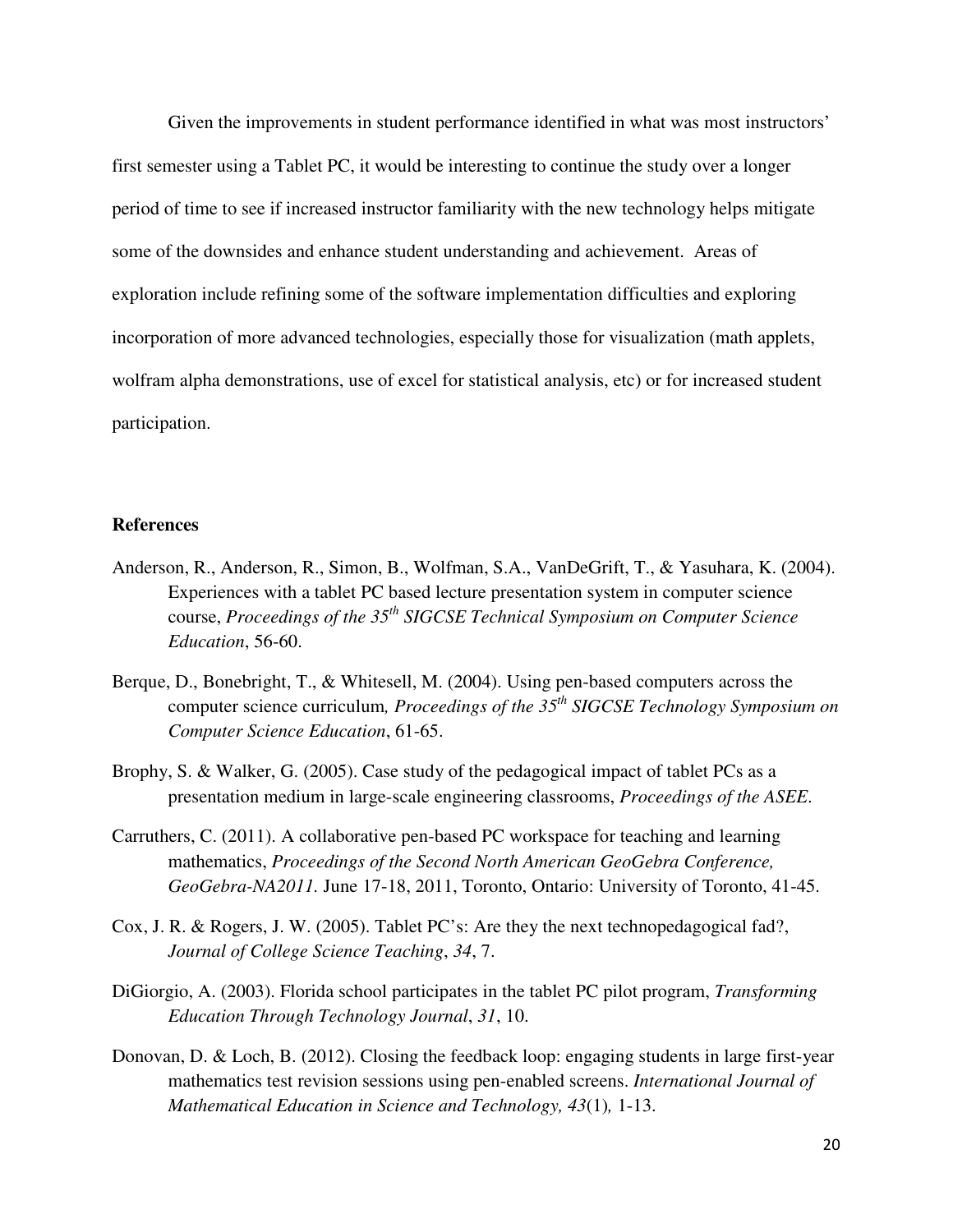Given the improvements in student performance identified in what was most instructors' first semester using a Tablet PC, it would be interesting to continue the study over a longer period of time to see if increased instructor familiarity with the new technology helps mitigate some of the downsides and enhance student understanding and achievement. Areas of exploration include refining some of the software implementation difficulties and exploring incorporation of more advanced technologies, especially those for visualization (math applets, wolfram alpha demonstrations, use of excel for statistical analysis, etc) or for increased student participation.

**References**

Anderson, R., Anderson, R., Simon, B., Wolfman, S.A., VanDeGrift, T., & Yasuhara, K. (2004). Experiences with a tablet PC based lecture presentation system in computer science course, *Proceedings of the 35th SIGCSE Technical Symposium on Computer Science Education*, 56-60.

Berque, D., Bonebright, T., & Whitesell, M. (2004). Using pen-based computers across the computer science curriculum*, Proceedings of the 35th SIGCSE Technology Symposium on Computer Science Education*, 61-65.

Brophy, S. & Walker, G. (2005). Case study of the pedagogical impact of tablet PCs as a presentation medium in large-scale engineering classrooms, *Proceedings of the ASEE*.

Carruthers, C. (2011). A collaborative pen-based PC workspace for teaching and learning mathematics, *Proceedings of the Second North American GeoGebra Conference, GeoGebra-NA2011.* June 17-18, 2011, Toronto, Ontario: University of Toronto, 41-45.

Cox, J. R. & Rogers, J. W. (2005). Tablet PC's: Are they the next technopedagogical fad?, *Journal of College Science Teaching*, *34*, 7.

DiGiorgio, A. (2003). Florida school participates in the tablet PC pilot program, *Transforming Education Through Technology Journal*, *31*, 10.

Donovan, D. & Loch, B. (2012). Closing the feedback loop: engaging students in large first-year mathematics test revision sessions using pen-enabled screens. *International Journal of Mathematical Education in Science and Technology, 43*(1)*,* 1-13.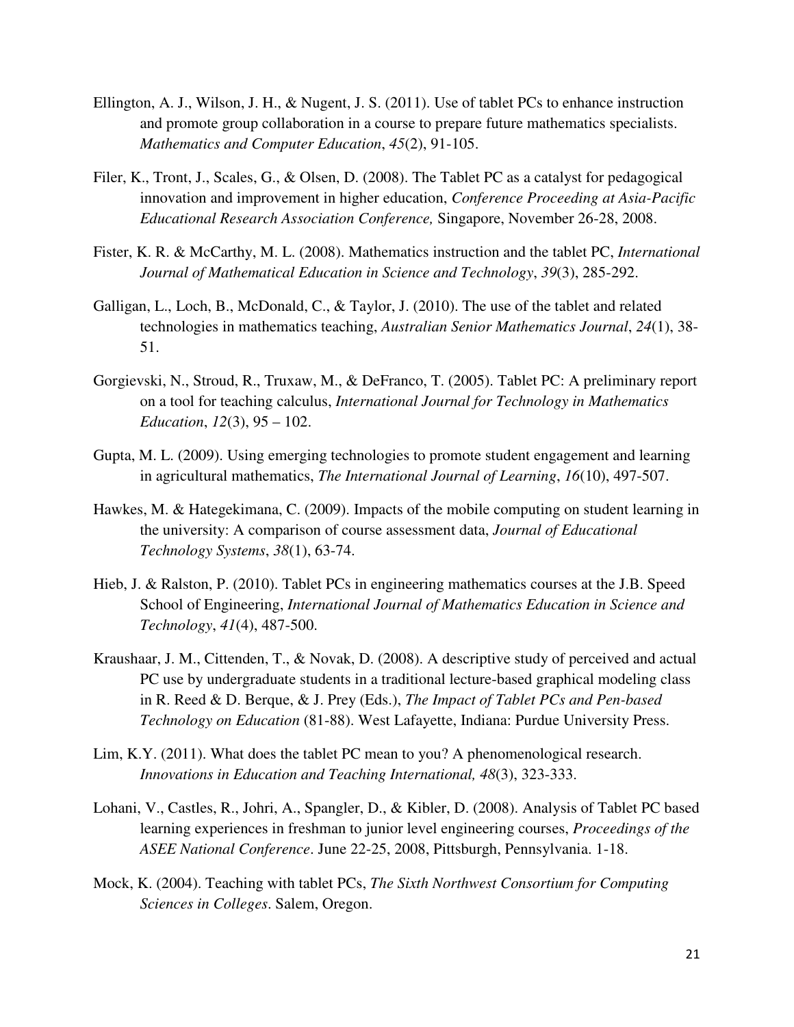Ellington, A. J., Wilson, J. H., & Nugent, J. S. (2011). Use of tablet PCs to enhance instruction and promote group collaboration in a course to prepare future mathematics specialists. *Mathematics and Computer Education*, *45*(2), 91-105.

Filer, K., Tront, J., Scales, G., & Olsen, D. (2008). The Tablet PC as a catalyst for pedagogical innovation and improvement in higher education, *Conference Proceeding at Asia-Pacific Educational Research Association Conference,* Singapore, November 26-28, 2008.

Fister, K. R. & McCarthy, M. L. (2008). Mathematics instruction and the tablet PC, *International Journal of Mathematical Education in Science and Technology*, *39*(3), 285-292.

Galligan, L., Loch, B., McDonald, C., & Taylor, J. (2010). The use of the tablet and related technologies in mathematics teaching, *Australian Senior Mathematics Journal*, *24*(1), 38-51.

Gorgievski, N., Stroud, R., Truxaw, M., & DeFranco, T. (2005). Tablet PC: A preliminary report on a tool for teaching calculus, *International Journal for Technology in Mathematics Education*, *12*(3), 95 – 102.

Gupta, M. L. (2009). Using emerging technologies to promote student engagement and learning in agricultural mathematics, *The International Journal of Learning*, *16*(10), 497-507.

Hawkes, M. & Hategekimana, C. (2009). Impacts of the mobile computing on student learning in the university: A comparison of course assessment data, *Journal of Educational Technology Systems*, *38*(1), 63-74.

Hieb, J. & Ralston, P. (2010). Tablet PCs in engineering mathematics courses at the J.B. Speed School of Engineering, *International Journal of Mathematics Education in Science and Technology*, *41*(4), 487-500.

Kraushaar, J. M., Cittenden, T., & Novak, D. (2008). A descriptive study of perceived and actual PC use by undergraduate students in a traditional lecture-based graphical modeling class in R. Reed & D. Berque, & J. Prey (Eds.), *The Impact of Tablet PCs and Pen-based Technology on Education* (81-88). West Lafayette, Indiana: Purdue University Press.

Lim, K.Y. (2011). What does the tablet PC mean to you? A phenomenological research. *Innovations in Education and Teaching International, 48*(3), 323-333.

Lohani, V., Castles, R., Johri, A., Spangler, D., & Kibler, D. (2008). Analysis of Tablet PC based learning experiences in freshman to junior level engineering courses, *Proceedings of the ASEE National Conference*. June 22-25, 2008, Pittsburgh, Pennsylvania. 1-18.

Mock, K. (2004). Teaching with tablet PCs, *The Sixth Northwest Consortium for Computing Sciences in Colleges*. Salem, Oregon.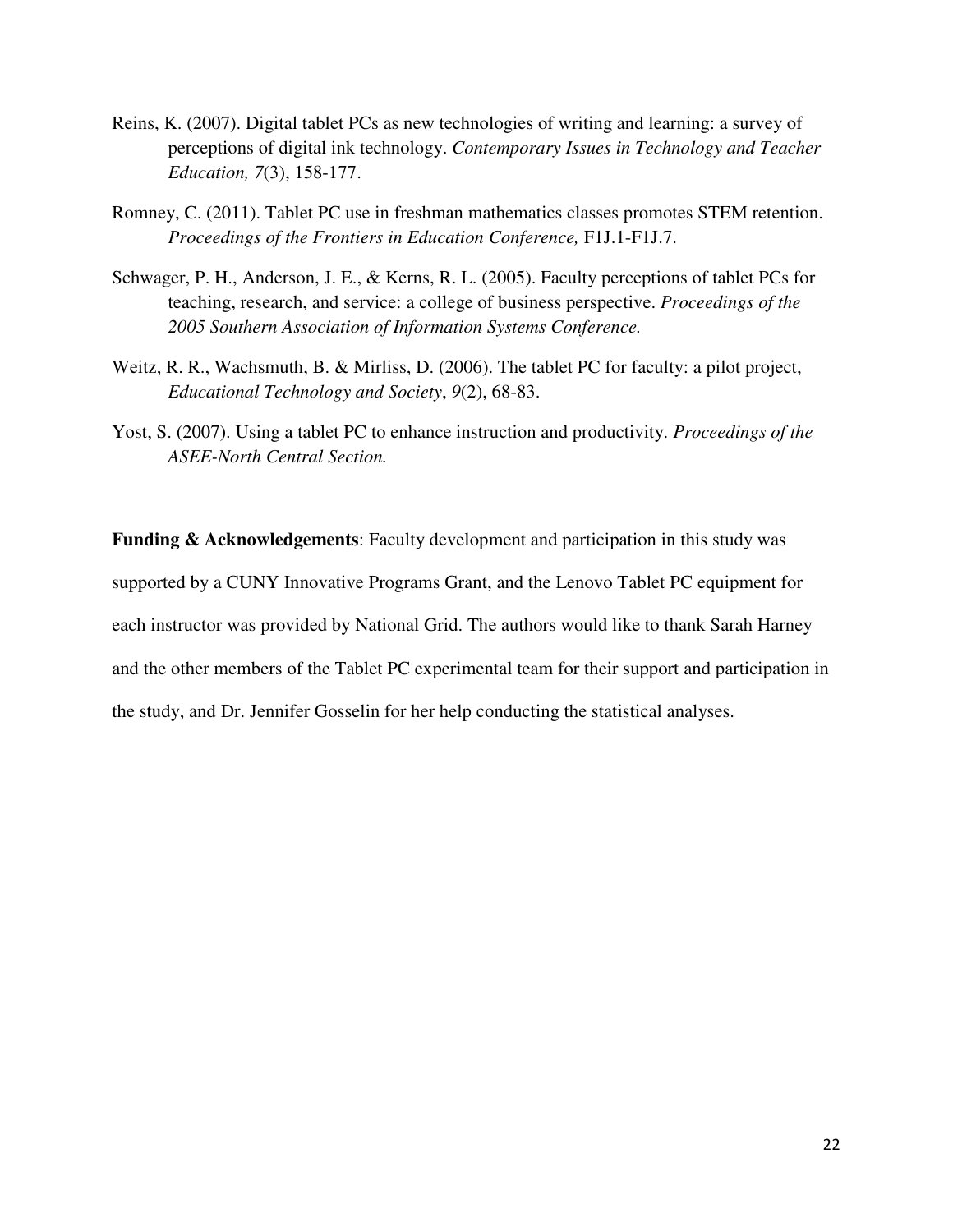Reins, K. (2007). Digital tablet PCs as new technologies of writing and learning: a survey of perceptions of digital ink technology. *Contemporary Issues in Technology and Teacher Education, 7*(3), 158-177.

Romney, C. (2011). Tablet PC use in freshman mathematics classes promotes STEM retention. *Proceedings of the Frontiers in Education Conference,* F1J.1-F1J.7.

Schwager, P. H., Anderson, J. E., & Kerns, R. L. (2005). Faculty perceptions of tablet PCs for teaching, research, and service: a college of business perspective. *Proceedings of the 2005 Southern Association of Information Systems Conference.*

Weitz, R. R., Wachsmuth, B. & Mirliss, D. (2006). The tablet PC for faculty: a pilot project, *Educational Technology and Society*, *9*(2), 68-83.

Yost, S. (2007). Using a tablet PC to enhance instruction and productivity. *Proceedings of the ASEE-North Central Section.*

**Funding & Acknowledgements**: Faculty development and participation in this study was supported by a CUNY Innovative Programs Grant, and the Lenovo Tablet PC equipment for each instructor was provided by National Grid. The authors would like to thank Sarah Harney and the other members of the Tablet PC experimental team for their support and participation in the study, and Dr. Jennifer Gosselin for her help conducting the statistical analyses.